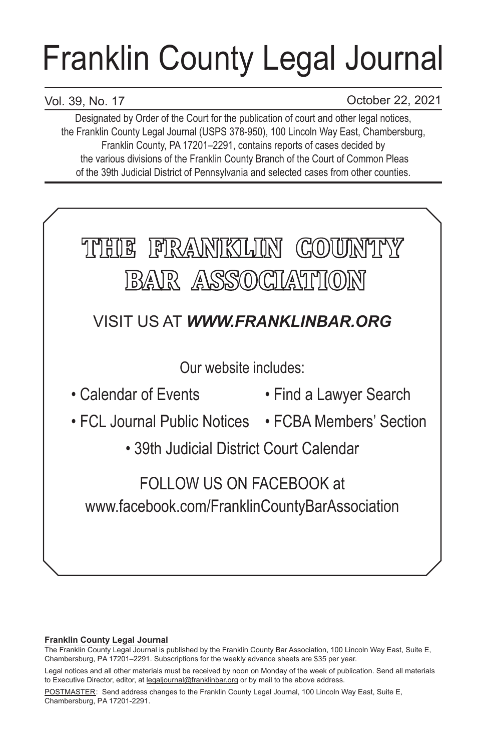# Franklin County Legal Journal

Vol. 39, No. 17 October 22, 2021

Designated by Order of the Court for the publication of court and other legal notices, the Franklin County Legal Journal (USPS 378-950), 100 Lincoln Way East, Chambersburg, Franklin County, PA 17201–2291, contains reports of cases decided by the various divisions of the Franklin County Branch of the Court of Common Pleas of the 39th Judicial District of Pennsylvania and selected cases from other counties.

## THE FRANKLIN COUNTY BAR ASSOCIATION

VISIT US AT ***WWW.FRANKLINBAR.ORG***

Our website includes:

- Calendar of Events
- Find a Lawyer Search
- FCL Journal Public Notices
- FCBA Members' Section
- 39th Judicial District Court Calendar

FOLLOW US ON FACEBOOK at www.facebook.com/FranklinCountyBarAssociation

**Franklin County Legal Journal**

The Franklin County Legal Journal is published by the Franklin County Bar Association, 100 Lincoln Way East, Suite E, Chambersburg, PA 17201–2291. Subscriptions for the weekly advance sheets are $35 per year.

Legal notices and all other materials must be received by noon on Monday of the week of publication. Send all materials to Executive Director, editor, at legaljournal@franklinbar.org or by mail to the above address.

POSTMASTER: Send address changes to the Franklin County Legal Journal, 100 Lincoln Way East, Suite E, Chambersburg, PA 17201-2291.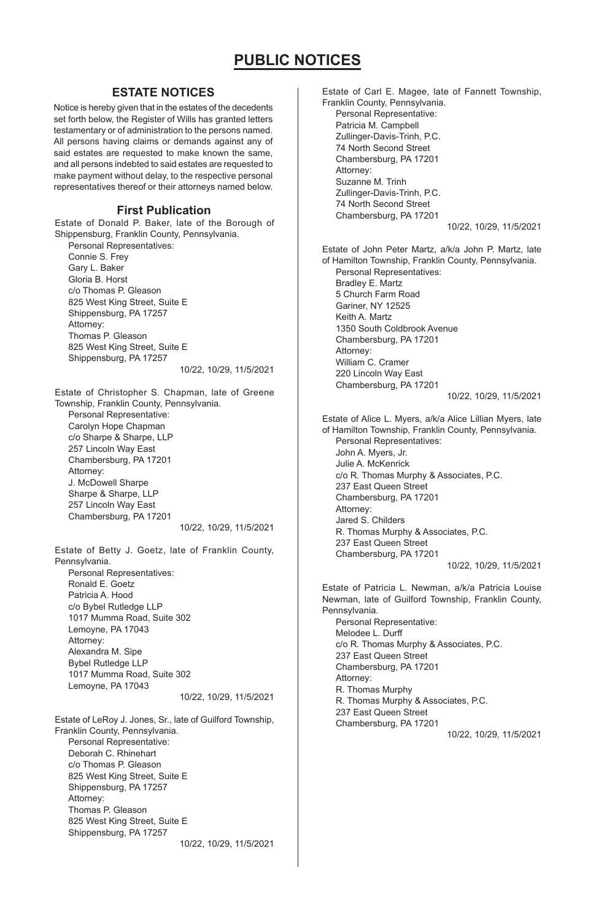# PUBLIC NOTICES

## ESTATE NOTICES

Notice is hereby given that in the estates of the decedents set forth below, the Register of Wills has granted letters testamentary or of administration to the persons named. All persons having claims or demands against any of said estates are requested to make known the same, and all persons indebted to said estates are requested to make payment without delay, to the respective personal representatives thereof or their attorneys named below.

### First Publication

Estate of Donald P. Baker, late of the Borough of Shippensburg, Franklin County, Pennsylvania.

Personal Representatives:
Connie S. Frey
Gary L. Baker
Gloria B. Horst
c/o Thomas P. Gleason
825 West King Street, Suite E
Shippensburg, PA 17257
Attorney:
Thomas P. Gleason
825 West King Street, Suite E
Shippensburg, PA 17257

10/22, 10/29, 11/5/2021

Estate of Christopher S. Chapman, late of Greene Township, Franklin County, Pennsylvania.

Personal Representative:
Carolyn Hope Chapman
c/o Sharpe & Sharpe, LLP
257 Lincoln Way East
Chambersburg, PA 17201
Attorney:
J. McDowell Sharpe
Sharpe & Sharpe, LLP
257 Lincoln Way East
Chambersburg, PA 17201

10/22, 10/29, 11/5/2021

Estate of Betty J. Goetz, late of Franklin County, Pennsylvania.

Personal Representatives:
Ronald E. Goetz
Patricia A. Hood
c/o Bybel Rutledge LLP
1017 Mumma Road, Suite 302
Lemoyne, PA 17043
Attorney:
Alexandra M. Sipe
Bybel Rutledge LLP
1017 Mumma Road, Suite 302
Lemoyne, PA 17043

10/22, 10/29, 11/5/2021

Estate of LeRoy J. Jones, Sr., late of Guilford Township, Franklin County, Pennsylvania.

Personal Representative:
Deborah C. Rhinehart
c/o Thomas P. Gleason
825 West King Street, Suite E
Shippensburg, PA 17257
Attorney:
Thomas P. Gleason
825 West King Street, Suite E
Shippensburg, PA 17257

10/22, 10/29, 11/5/2021

Estate of Carl E. Magee, late of Fannett Township, Franklin County, Pennsylvania.

Personal Representative:
Patricia M. Campbell
Zullinger-Davis-Trinh, P.C.
74 North Second Street
Chambersburg, PA 17201
Attorney:
Suzanne M. Trinh
Zullinger-Davis-Trinh, P.C.
74 North Second Street
Chambersburg, PA 17201

10/22, 10/29, 11/5/2021

Estate of John Peter Martz, a/k/a John P. Martz, late of Hamilton Township, Franklin County, Pennsylvania.

Personal Representatives:
Bradley E. Martz
5 Church Farm Road
Gariner, NY 12525
Keith A. Martz
1350 South Coldbrook Avenue
Chambersburg, PA 17201
Attorney:
William C. Cramer
220 Lincoln Way East
Chambersburg, PA 17201

10/22, 10/29, 11/5/2021

Estate of Alice L. Myers, a/k/a Alice Lillian Myers, late of Hamilton Township, Franklin County, Pennsylvania.

Personal Representatives:
John A. Myers, Jr.
Julie A. McKenrick
c/o R. Thomas Murphy & Associates, P.C.
237 East Queen Street
Chambersburg, PA 17201
Attorney:
Jared S. Childers
R. Thomas Murphy & Associates, P.C.
237 East Queen Street
Chambersburg, PA 17201

10/22, 10/29, 11/5/2021

Estate of Patricia L. Newman, a/k/a Patricia Louise Newman, late of Guilford Township, Franklin County, Pennsylvania.

Personal Representative:
Melodee L. Durff
c/o R. Thomas Murphy & Associates, P.C.
237 East Queen Street
Chambersburg, PA 17201
Attorney:
R. Thomas Murphy
R. Thomas Murphy & Associates, P.C.
237 East Queen Street
Chambersburg, PA 17201

10/22, 10/29, 11/5/2021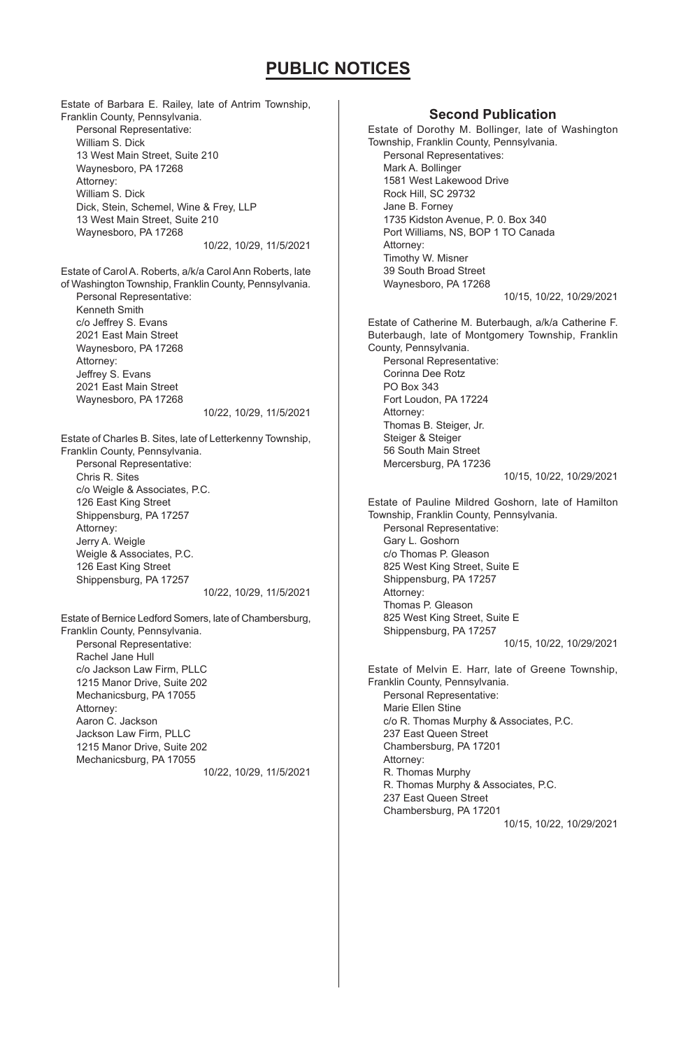# PUBLIC NOTICES

Estate of Barbara E. Railey, late of Antrim Township, Franklin County, Pennsylvania.

Personal Representative:
William S. Dick
13 West Main Street, Suite 210
Waynesboro, PA 17268
Attorney:
William S. Dick
Dick, Stein, Schemel, Wine & Frey, LLP
13 West Main Street, Suite 210
Waynesboro, PA 17268

10/22, 10/29, 11/5/2021

Estate of Carol A. Roberts, a/k/a Carol Ann Roberts, late of Washington Township, Franklin County, Pennsylvania.

Personal Representative:
Kenneth Smith
c/o Jeffrey S. Evans
2021 East Main Street
Waynesboro, PA 17268
Attorney:
Jeffrey S. Evans
2021 East Main Street
Waynesboro, PA 17268

10/22, 10/29, 11/5/2021

Estate of Charles B. Sites, late of Letterkenny Township, Franklin County, Pennsylvania.

Personal Representative:
Chris R. Sites
c/o Weigle & Associates, P.C.
126 East King Street
Shippensburg, PA 17257
Attorney:
Jerry A. Weigle
Weigle & Associates, P.C.
126 East King Street
Shippensburg, PA 17257

10/22, 10/29, 11/5/2021

Estate of Bernice Ledford Somers, late of Chambersburg, Franklin County, Pennsylvania.

Personal Representative:
Rachel Jane Hull
c/o Jackson Law Firm, PLLC
1215 Manor Drive, Suite 202
Mechanicsburg, PA 17055
Attorney:
Aaron C. Jackson
Jackson Law Firm, PLLC
1215 Manor Drive, Suite 202
Mechanicsburg, PA 17055

10/22, 10/29, 11/5/2021

## Second Publication

Estate of Dorothy M. Bollinger, late of Washington Township, Franklin County, Pennsylvania.

Personal Representatives:
Mark A. Bollinger
1581 West Lakewood Drive
Rock Hill, SC 29732
Jane B. Forney
1735 Kidston Avenue, P. 0. Box 340
Port Williams, NS, BOP 1 TO Canada
Attorney:
Timothy W. Misner
39 South Broad Street
Waynesboro, PA 17268

10/15, 10/22, 10/29/2021

Estate of Catherine M. Buterbaugh, a/k/a Catherine F. Buterbaugh, late of Montgomery Township, Franklin County, Pennsylvania.

Personal Representative:
Corinna Dee Rotz
PO Box 343
Fort Loudon, PA 17224
Attorney:
Thomas B. Steiger, Jr.
Steiger & Steiger
56 South Main Street
Mercersburg, PA 17236

10/15, 10/22, 10/29/2021

Estate of Pauline Mildred Goshorn, late of Hamilton Township, Franklin County, Pennsylvania.

Personal Representative:
Gary L. Goshorn
c/o Thomas P. Gleason
825 West King Street, Suite E
Shippensburg, PA 17257
Attorney:
Thomas P. Gleason
825 West King Street, Suite E
Shippensburg, PA 17257

10/15, 10/22, 10/29/2021

Estate of Melvin E. Harr, late of Greene Township, Franklin County, Pennsylvania.

Personal Representative:
Marie Ellen Stine
c/o R. Thomas Murphy & Associates, P.C.
237 East Queen Street
Chambersburg, PA 17201
Attorney:
R. Thomas Murphy
R. Thomas Murphy & Associates, P.C.
237 East Queen Street
Chambersburg, PA 17201

10/15, 10/22, 10/29/2021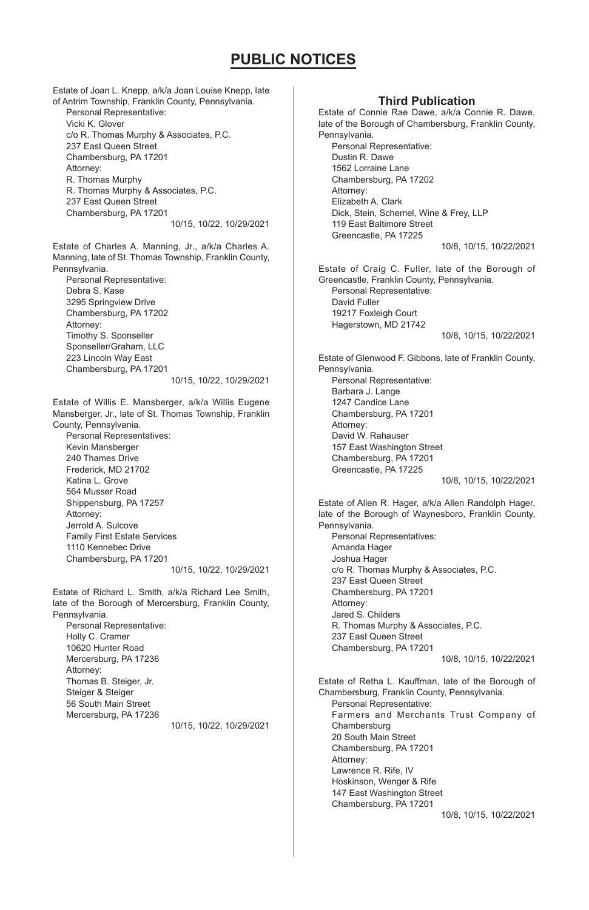# PUBLIC NOTICES

Estate of Joan L. Knepp, a/k/a Joan Louise Knepp, late of Antrim Township, Franklin County, Pennsylvania.

Personal Representative:
Vicki K. Glover
c/o R. Thomas Murphy & Associates, P.C.
237 East Queen Street
Chambersburg, PA 17201
Attorney:
R. Thomas Murphy
R. Thomas Murphy & Associates, P.C.
237 East Queen Street
Chambersburg, PA 17201

10/15, 10/22, 10/29/2021

Estate of Charles A. Manning, Jr., a/k/a Charles A. Manning, late of St. Thomas Township, Franklin County, Pennsylvania.

Personal Representative:
Debra S. Kase
3295 Springview Drive
Chambersburg, PA 17202
Attorney:
Timothy S. Sponseller
Sponseller/Graham, LLC
223 Lincoln Way East
Chambersburg, PA 17201

10/15, 10/22, 10/29/2021

Estate of Willis E. Mansberger, a/k/a Willis Eugene Mansberger, Jr., late of St. Thomas Township, Franklin County, Pennsylvania.

Personal Representatives:
Kevin Mansberger
240 Thames Drive
Frederick, MD 21702
Katina L. Grove
564 Musser Road
Shippensburg, PA 17257
Attorney:
Jerrold A. Sulcove
Family First Estate Services
1110 Kennebec Drive
Chambersburg, PA 17201

10/15, 10/22, 10/29/2021

Estate of Richard L. Smith, a/k/a Richard Lee Smith, late of the Borough of Mercersburg, Franklin County, Pennsylvania.

Personal Representative:
Holly C. Cramer
10620 Hunter Road
Mercersburg, PA 17236
Attorney:
Thomas B. Steiger, Jr.
Steiger & Steiger
56 South Main Street
Mercersburg, PA 17236

10/15, 10/22, 10/29/2021

### Third Publication

Estate of Connie Rae Dawe, a/k/a Connie R. Dawe, late of the Borough of Chambersburg, Franklin County, Pennsylvania.

Personal Representative:
Dustin R. Dawe
1562 Lorraine Lane
Chambersburg, PA 17202
Attorney:
Elizabeth A. Clark
Dick, Stein, Schemel, Wine & Frey, LLP
119 East Baltimore Street
Greencastle, PA 17225

10/8, 10/15, 10/22/2021

Estate of Craig C. Fuller, late of the Borough of Greencastle, Franklin County, Pennsylvania.

Personal Representative:
David Fuller
19217 Foxleigh Court
Hagerstown, MD 21742

10/8, 10/15, 10/22/2021

Estate of Glenwood F. Gibbons, late of Franklin County, Pennsylvania.

Personal Representative:
Barbara J. Lange
1247 Candice Lane
Chambersburg, PA 17201
Attorney:
David W. Rahauser
157 East Washington Street
Chambersburg, PA 17201
Greencastle, PA 17225

10/8, 10/15, 10/22/2021

Estate of Allen R. Hager, a/k/a Allen Randolph Hager, late of the Borough of Waynesboro, Franklin County, Pennsylvania.

Personal Representatives:
Amanda Hager
Joshua Hager
c/o R. Thomas Murphy & Associates, P.C.
237 East Queen Street
Chambersburg, PA 17201
Attorney:
Jared S. Childers
R. Thomas Murphy & Associates, P.C.
237 East Queen Street
Chambersburg, PA 17201

10/8, 10/15, 10/22/2021

Estate of Retha L. Kauffman, late of the Borough of Chambersburg, Franklin County, Pennsylvania.

Personal Representative:
Farmers and Merchants Trust Company of Chambersburg
20 South Main Street
Chambersburg, PA 17201
Attorney:
Lawrence R. Rife, IV
Hoskinson, Wenger & Rife
147 East Washington Street
Chambersburg, PA 17201

10/8, 10/15, 10/22/2021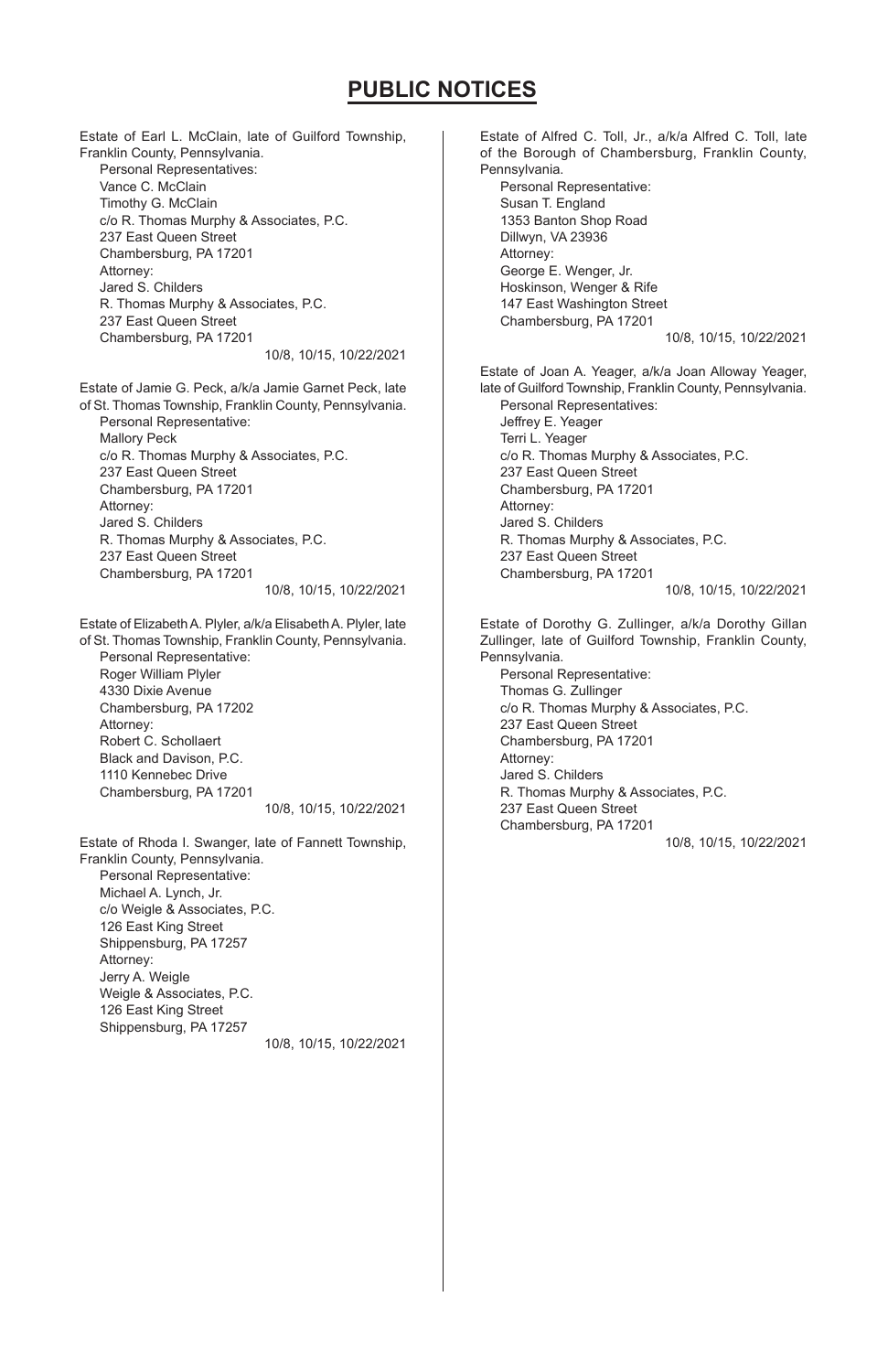## PUBLIC NOTICES

Estate of Earl L. McClain, late of Guilford Township, Franklin County, Pennsylvania.
Personal Representatives:
Vance C. McClain
Timothy G. McClain
c/o R. Thomas Murphy & Associates, P.C.
237 East Queen Street
Chambersburg, PA 17201
Attorney:
Jared S. Childers
R. Thomas Murphy & Associates, P.C.
237 East Queen Street
Chambersburg, PA 17201
10/8, 10/15, 10/22/2021

Estate of Jamie G. Peck, a/k/a Jamie Garnet Peck, late of St. Thomas Township, Franklin County, Pennsylvania.
Personal Representative:
Mallory Peck
c/o R. Thomas Murphy & Associates, P.C.
237 East Queen Street
Chambersburg, PA 17201
Attorney:
Jared S. Childers
R. Thomas Murphy & Associates, P.C.
237 East Queen Street
Chambersburg, PA 17201
10/8, 10/15, 10/22/2021

Estate of Elizabeth A. Plyler, a/k/a Elisabeth A. Plyler, late of St. Thomas Township, Franklin County, Pennsylvania.
Personal Representative:
Roger William Plyler
4330 Dixie Avenue
Chambersburg, PA 17202
Attorney:
Robert C. Schollaert
Black and Davison, P.C.
1110 Kennebec Drive
Chambersburg, PA 17201
10/8, 10/15, 10/22/2021

Estate of Rhoda I. Swanger, late of Fannett Township, Franklin County, Pennsylvania.
Personal Representative:
Michael A. Lynch, Jr.
c/o Weigle & Associates, P.C.
126 East King Street
Shippensburg, PA 17257
Attorney:
Jerry A. Weigle
Weigle & Associates, P.C.
126 East King Street
Shippensburg, PA 17257
10/8, 10/15, 10/22/2021

Estate of Alfred C. Toll, Jr., a/k/a Alfred C. Toll, late of the Borough of Chambersburg, Franklin County, Pennsylvania.
Personal Representative:
Susan T. England
1353 Banton Shop Road
Dillwyn, VA 23936
Attorney:
George E. Wenger, Jr.
Hoskinson, Wenger & Rife
147 East Washington Street
Chambersburg, PA 17201
10/8, 10/15, 10/22/2021

Estate of Joan A. Yeager, a/k/a Joan Alloway Yeager, late of Guilford Township, Franklin County, Pennsylvania.
Personal Representatives:
Jeffrey E. Yeager
Terri L. Yeager
c/o R. Thomas Murphy & Associates, P.C.
237 East Queen Street
Chambersburg, PA 17201
Attorney:
Jared S. Childers
R. Thomas Murphy & Associates, P.C.
237 East Queen Street
Chambersburg, PA 17201
10/8, 10/15, 10/22/2021

Estate of Dorothy G. Zullinger, a/k/a Dorothy Gillan Zullinger, late of Guilford Township, Franklin County, Pennsylvania.
Personal Representative:
Thomas G. Zullinger
c/o R. Thomas Murphy & Associates, P.C.
237 East Queen Street
Chambersburg, PA 17201
Attorney:
Jared S. Childers
R. Thomas Murphy & Associates, P.C.
237 East Queen Street
Chambersburg, PA 17201
10/8, 10/15, 10/22/2021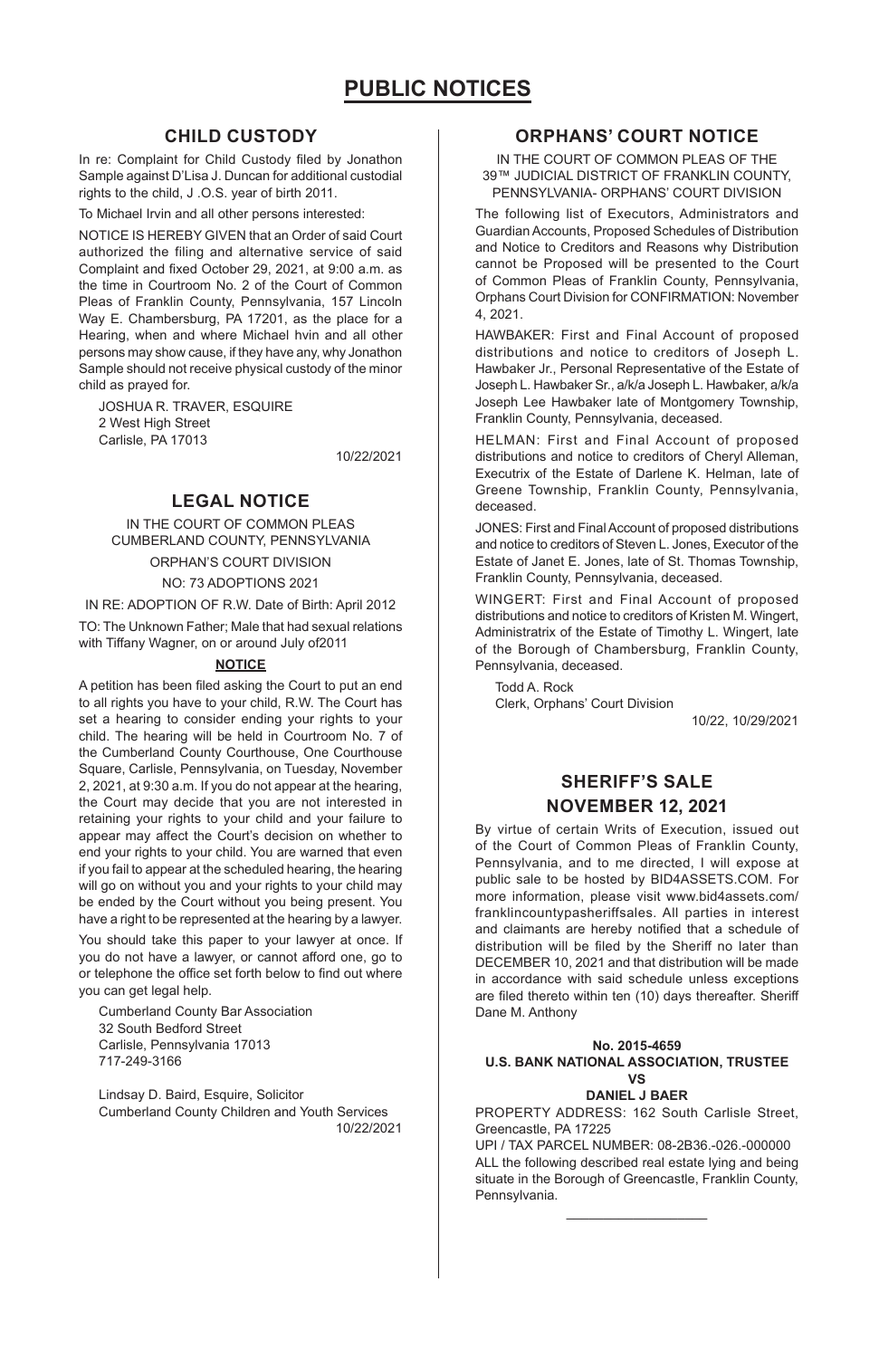# PUBLIC NOTICES

## CHILD CUSTODY

In re: Complaint for Child Custody filed by Jonathon Sample against D'Lisa J. Duncan for additional custodial rights to the child, J .O.S. year of birth 2011.

To Michael Irvin and all other persons interested:

NOTICE IS HEREBY GIVEN that an Order of said Court authorized the filing and alternative service of said Complaint and fixed October 29, 2021, at 9:00 a.m. as the time in Courtroom No. 2 of the Court of Common Pleas of Franklin County, Pennsylvania, 157 Lincoln Way E. Chambersburg, PA 17201, as the place for a Hearing, when and where Michael hvin and all other persons may show cause, if they have any, why Jonathon Sample should not receive physical custody of the minor child as prayed for.

JOSHUA R. TRAVER, ESQUIRE
2 West High Street
Carlisle, PA 17013

10/22/2021

## LEGAL NOTICE

IN THE COURT OF COMMON PLEAS
CUMBERLAND COUNTY, PENNSYLVANIA

ORPHAN'S COURT DIVISION

NO: 73 ADOPTIONS 2021

IN RE: ADOPTION OF R.W. Date of Birth: April 2012

TO: The Unknown Father; Male that had sexual relations with Tiffany Wagner, on or around July of2011

**NOTICE**

A petition has been filed asking the Court to put an end to all rights you have to your child, R.W. The Court has set a hearing to consider ending your rights to your child. The hearing will be held in Courtroom No. 7 of the Cumberland County Courthouse, One Courthouse Square, Carlisle, Pennsylvania, on Tuesday, November 2, 2021, at 9:30 a.m. If you do not appear at the hearing, the Court may decide that you are not interested in retaining your rights to your child and your failure to appear may affect the Court's decision on whether to end your rights to your child. You are warned that even if you fail to appear at the scheduled hearing, the hearing will go on without you and your rights to your child may be ended by the Court without you being present. You have a right to be represented at the hearing by a lawyer.

You should take this paper to your lawyer at once. If you do not have a lawyer, or cannot afford one, go to or telephone the office set forth below to find out where you can get legal help.

Cumberland County Bar Association
32 South Bedford Street
Carlisle, Pennsylvania 17013
717-249-3166

Lindsay D. Baird, Esquire, Solicitor
Cumberland County Children and Youth Services

10/22/2021

## ORPHANS' COURT NOTICE

IN THE COURT OF COMMON PLEAS OF THE 39™ JUDICIAL DISTRICT OF FRANKLIN COUNTY, PENNSYLVANIA- ORPHANS' COURT DIVISION

The following list of Executors, Administrators and Guardian Accounts, Proposed Schedules of Distribution and Notice to Creditors and Reasons why Distribution cannot be Proposed will be presented to the Court of Common Pleas of Franklin County, Pennsylvania, Orphans Court Division for CONFIRMATION: November 4, 2021.

HAWBAKER: First and Final Account of proposed distributions and notice to creditors of Joseph L. Hawbaker Jr., Personal Representative of the Estate of Joseph L. Hawbaker Sr., a/k/a Joseph L. Hawbaker, a/k/a Joseph Lee Hawbaker late of Montgomery Township, Franklin County, Pennsylvania, deceased.

HELMAN: First and Final Account of proposed distributions and notice to creditors of Cheryl Alleman, Executrix of the Estate of Darlene K. Helman, late of Greene Township, Franklin County, Pennsylvania, deceased.

JONES: First and Final Account of proposed distributions and notice to creditors of Steven L. Jones, Executor of the Estate of Janet E. Jones, late of St. Thomas Township, Franklin County, Pennsylvania, deceased.

WINGERT: First and Final Account of proposed distributions and notice to creditors of Kristen M. Wingert, Administratrix of the Estate of Timothy L. Wingert, late of the Borough of Chambersburg, Franklin County, Pennsylvania, deceased.

Todd A. Rock
Clerk, Orphans' Court Division

10/22, 10/29/2021

## SHERIFF'S SALE NOVEMBER 12, 2021

By virtue of certain Writs of Execution, issued out of the Court of Common Pleas of Franklin County, Pennsylvania, and to me directed, I will expose at public sale to be hosted by BID4ASSETS.COM. For more information, please visit www.bid4assets.com/franklincountypasheriffsales. All parties in interest and claimants are hereby notified that a schedule of distribution will be filed by the Sheriff no later than DECEMBER 10, 2021 and that distribution will be made in accordance with said schedule unless exceptions are filed thereto within ten (10) days thereafter. Sheriff Dane M. Anthony

**No. 2015-4659**
**U.S. BANK NATIONAL ASSOCIATION, TRUSTEE**
**VS**
**DANIEL J BAER**

PROPERTY ADDRESS: 162 South Carlisle Street, Greencastle, PA 17225

UPI / TAX PARCEL NUMBER: 08-2B36.-026.-000000

ALL the following described real estate lying and being situate in the Borough of Greencastle, Franklin County, Pennsylvania.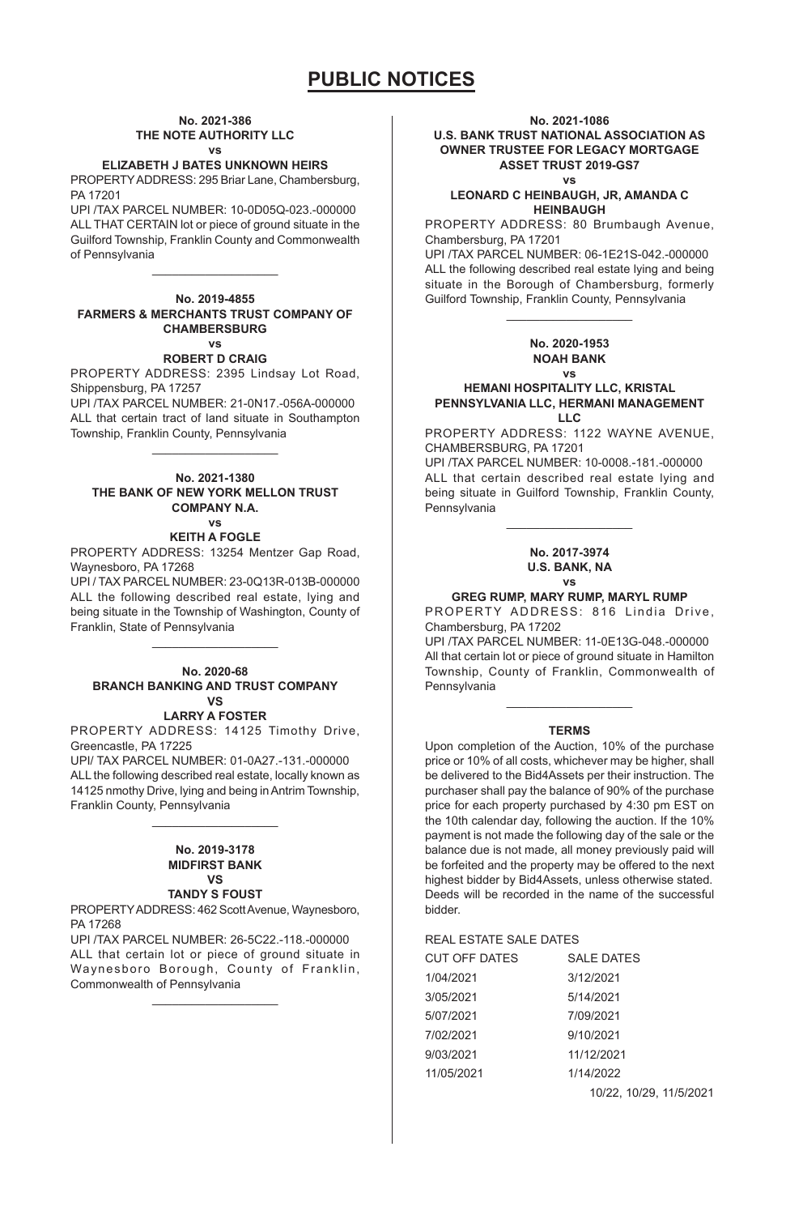# PUBLIC NOTICES

**No. 2021-386**
**THE NOTE AUTHORITY LLC**
**vs**
**ELIZABETH J BATES UNKNOWN HEIRS**

PROPERTY ADDRESS: 295 Briar Lane, Chambersburg, PA 17201
UPI /TAX PARCEL NUMBER: 10-0D05Q-023.-000000
ALL THAT CERTAIN lot or piece of ground situate in the Guilford Township, Franklin County and Commonwealth of Pennsylvania

---

**No. 2019-4855**
**FARMERS & MERCHANTS TRUST COMPANY OF CHAMBERSBURG**
**vs**
**ROBERT D CRAIG**

PROPERTY ADDRESS: 2395 Lindsay Lot Road, Shippensburg, PA 17257
UPI /TAX PARCEL NUMBER: 21-0N17.-056A-000000
ALL that certain tract of land situate in Southampton Township, Franklin County, Pennsylvania

---

**No. 2021-1380**
**THE BANK OF NEW YORK MELLON TRUST COMPANY N.A.**
**vs**
**KEITH A FOGLE**

PROPERTY ADDRESS: 13254 Mentzer Gap Road, Waynesboro, PA 17268
UPI / TAX PARCEL NUMBER: 23-0Q13R-013B-000000
ALL the following described real estate, lying and being situate in the Township of Washington, County of Franklin, State of Pennsylvania

---

**No. 2020-68**
**BRANCH BANKING AND TRUST COMPANY**
**VS**
**LARRY A FOSTER**

PROPERTY ADDRESS: 14125 Timothy Drive, Greencastle, PA 17225
UPI/ TAX PARCEL NUMBER: 01-0A27.-131.-000000
ALL the following described real estate, locally known as 14125 nmothy Drive, lying and being in Antrim Township, Franklin County, Pennsylvania

---

**No. 2019-3178**
**MIDFIRST BANK**
**VS**
**TANDY S FOUST**

PROPERTY ADDRESS: 462 Scott Avenue, Waynesboro, PA 17268
UPI /TAX PARCEL NUMBER: 26-5C22.-118.-000000
ALL that certain lot or piece of ground situate in Waynesboro Borough, County of Franklin, Commonwealth of Pennsylvania

---

**No. 2021-1086**
**U.S. BANK TRUST NATIONAL ASSOCIATION AS OWNER TRUSTEE FOR LEGACY MORTGAGE ASSET TRUST 2019-GS7**
**vs**
**LEONARD C HEINBAUGH, JR, AMANDA C HEINBAUGH**

PROPERTY ADDRESS: 80 Brumbaugh Avenue, Chambersburg, PA 17201
UPI /TAX PARCEL NUMBER: 06-1E21S-042.-000000
ALL the following described real estate lying and being situate in the Borough of Chambersburg, formerly Guilford Township, Franklin County, Pennsylvania

---

**No. 2020-1953**
**NOAH BANK**
**vs**
**HEMANI HOSPITALITY LLC, KRISTAL PENNSYLVANIA LLC, HERMANI MANAGEMENT LLC**

PROPERTY ADDRESS: 1122 WAYNE AVENUE, CHAMBERSBURG, PA 17201
UPI /TAX PARCEL NUMBER: 10-0008.-181.-000000
ALL that certain described real estate lying and being situate in Guilford Township, Franklin County, Pennsylvania

---

**No. 2017-3974**
**U.S. BANK, NA**
**vs**
**GREG RUMP, MARY RUMP, MARYL RUMP**

PROPERTY ADDRESS: 816 Lindia Drive, Chambersburg, PA 17202
UPI /TAX PARCEL NUMBER: 11-0E13G-048.-000000
All that certain lot or piece of ground situate in Hamilton Township, County of Franklin, Commonwealth of Pennsylvania

---

**TERMS**

Upon completion of the Auction, 10% of the purchase price or 10% of all costs, whichever may be higher, shall be delivered to the Bid4Assets per their instruction. The purchaser shall pay the balance of 90% of the purchase price for each property purchased by 4:30 pm EST on the 10th calendar day, following the auction. If the 10% payment is not made the following day of the sale or the balance due is not made, all money previously paid will be forfeited and the property may be offered to the next highest bidder by Bid4Assets, unless otherwise stated. Deeds will be recorded in the name of the successful bidder.

REAL ESTATE SALE DATES

| CUT OFF DATES | SALE DATES |
|---|---|
| 1/04/2021 | 3/12/2021 |
| 3/05/2021 | 5/14/2021 |
| 5/07/2021 | 7/09/2021 |
| 7/02/2021 | 9/10/2021 |
| 9/03/2021 | 11/12/2021 |
| 11/05/2021 | 1/14/2022 |

10/22, 10/29, 11/5/2021